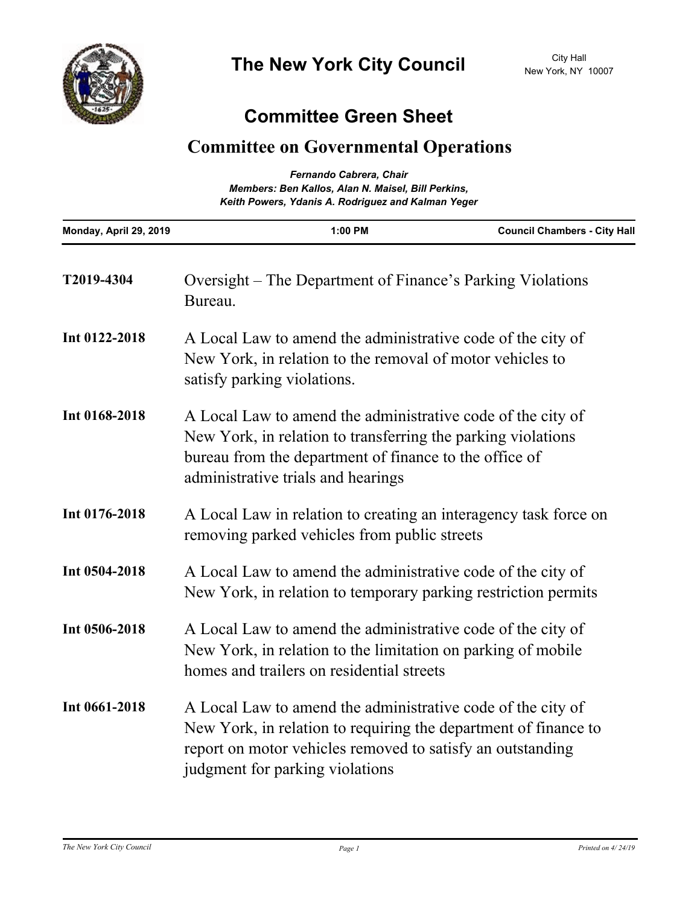# The New York City Council

City Hall
New York, NY 10007

## Committee Green Sheet

## Committee on Governmental Operations

*Fernando Cabrera, Chair*
*Members: Ben Kallos, Alan N. Maisel, Bill Perkins, Keith Powers, Ydanis A. Rodriguez and Kalman Yeger*

**Monday, April 29, 2019** | **1:00 PM** | **Council Chambers - City Hall**

**T2019-4304** Oversight – The Department of Finance's Parking Violations Bureau.

**Int 0122-2018** A Local Law to amend the administrative code of the city of New York, in relation to the removal of motor vehicles to satisfy parking violations.

**Int 0168-2018** A Local Law to amend the administrative code of the city of New York, in relation to transferring the parking violations bureau from the department of finance to the office of administrative trials and hearings

**Int 0176-2018** A Local Law in relation to creating an interagency task force on removing parked vehicles from public streets

**Int 0504-2018** A Local Law to amend the administrative code of the city of New York, in relation to temporary parking restriction permits

**Int 0506-2018** A Local Law to amend the administrative code of the city of New York, in relation to the limitation on parking of mobile homes and trailers on residential streets

**Int 0661-2018** A Local Law to amend the administrative code of the city of New York, in relation to requiring the department of finance to report on motor vehicles removed to satisfy an outstanding judgment for parking violations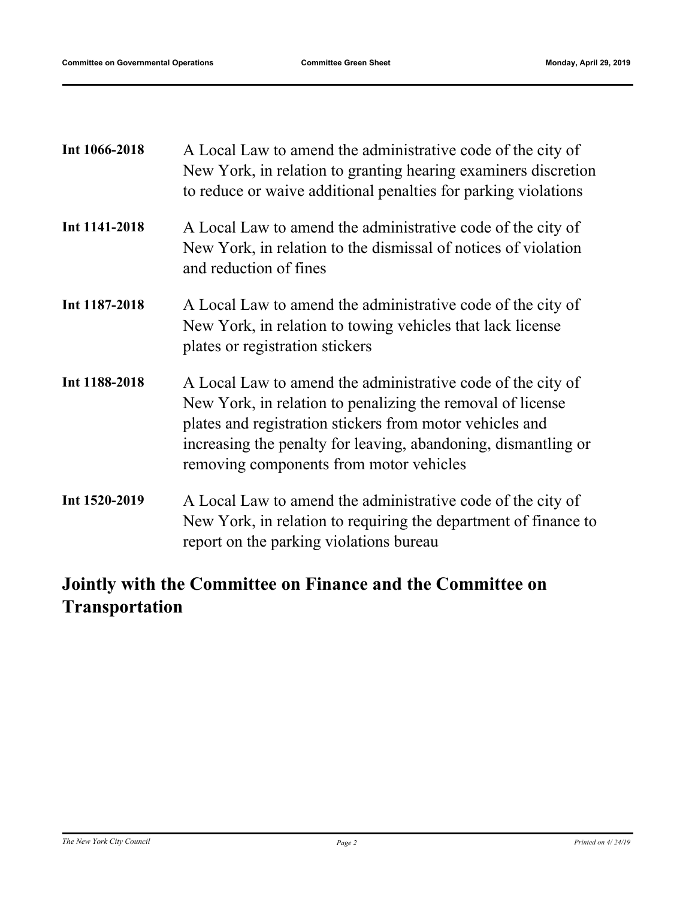**Int 1066-2018** A Local Law to amend the administrative code of the city of New York, in relation to granting hearing examiners discretion to reduce or waive additional penalties for parking violations

**Int 1141-2018** A Local Law to amend the administrative code of the city of New York, in relation to the dismissal of notices of violation and reduction of fines

**Int 1187-2018** A Local Law to amend the administrative code of the city of New York, in relation to towing vehicles that lack license plates or registration stickers

**Int 1188-2018** A Local Law to amend the administrative code of the city of New York, in relation to penalizing the removal of license plates and registration stickers from motor vehicles and increasing the penalty for leaving, abandoning, dismantling or removing components from motor vehicles

**Int 1520-2019** A Local Law to amend the administrative code of the city of New York, in relation to requiring the department of finance to report on the parking violations bureau

## Jointly with the Committee on Finance and the Committee on Transportation